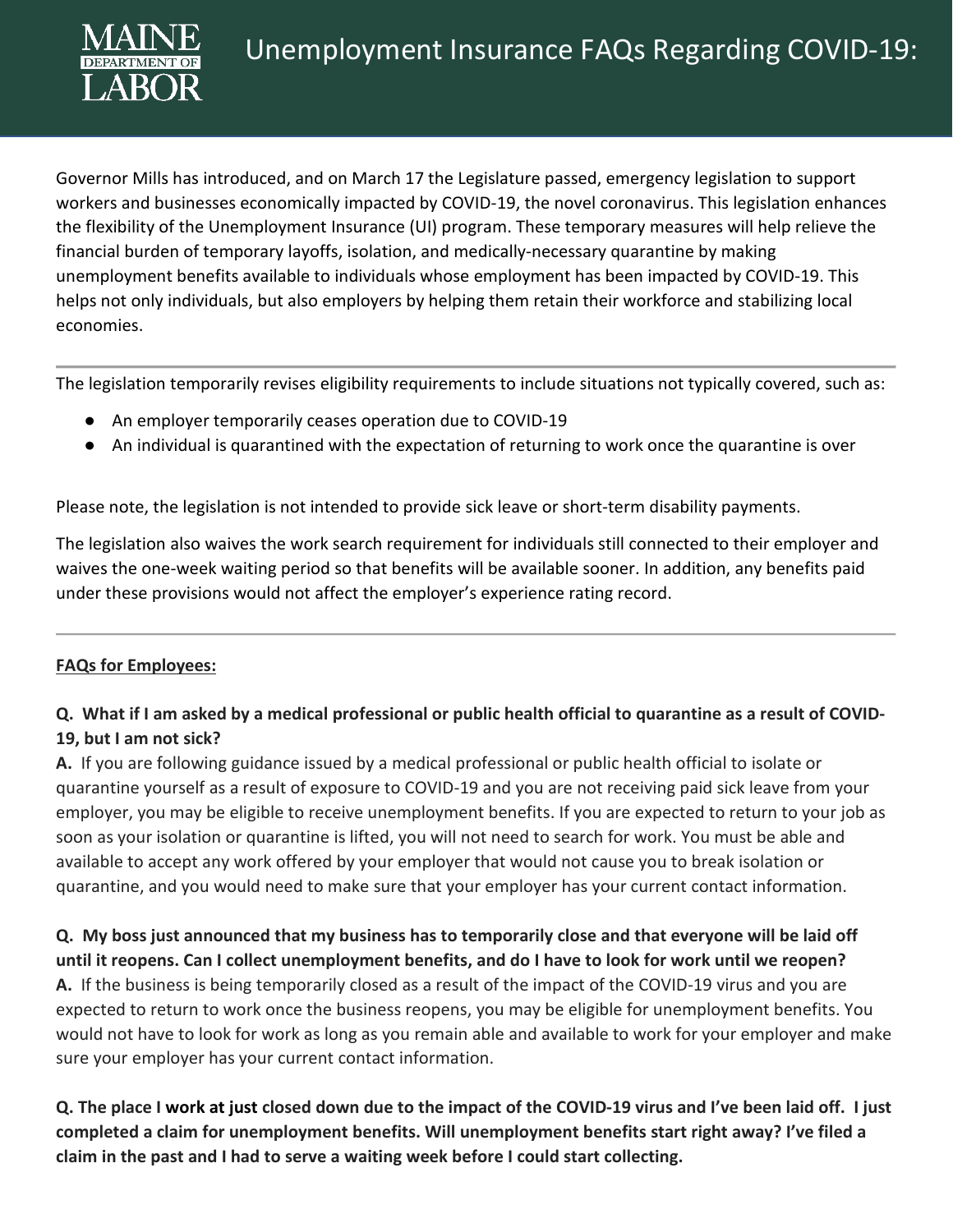# Unemployment Insurance FAQs Regarding COVID-19:

Governor Mills has introduced, and on March 17 the Legislature passed, emergency legislation to support workers and businesses economically impacted by COVID-19, the novel coronavirus. This legislation enhances the flexibility of the Unemployment Insurance (UI) program. These temporary measures will help relieve the financial burden of temporary layoffs, isolation, and medically-necessary quarantine by making unemployment benefits available to individuals whose employment has been impacted by COVID-19. This helps not only individuals, but also employers by helping them retain their workforce and stabilizing local economies.

---

The legislation temporarily revises eligibility requirements to include situations not typically covered, such as:

- An employer temporarily ceases operation due to COVID-19
- An individual is quarantined with the expectation of returning to work once the quarantine is over

Please note, the legislation is not intended to provide sick leave or short-term disability payments.

The legislation also waives the work search requirement for individuals still connected to their employer and waives the one-week waiting period so that benefits will be available sooner. In addition, any benefits paid under these provisions would not affect the employer's experience rating record.

---

## FAQs for Employees:

**Q. What if I am asked by a medical professional or public health official to quarantine as a result of COVID-19, but I am not sick?**

**A.** If you are following guidance issued by a medical professional or public health official to isolate or quarantine yourself as a result of exposure to COVID-19 and you are not receiving paid sick leave from your employer, you may be eligible to receive unemployment benefits. If you are expected to return to your job as soon as your isolation or quarantine is lifted, you will not need to search for work. You must be able and available to accept any work offered by your employer that would not cause you to break isolation or quarantine, and you would need to make sure that your employer has your current contact information.

**Q. My boss just announced that my business has to temporarily close and that everyone will be laid off until it reopens. Can I collect unemployment benefits, and do I have to look for work until we reopen?**

**A.** If the business is being temporarily closed as a result of the impact of the COVID-19 virus and you are expected to return to work once the business reopens, you may be eligible for unemployment benefits. You would not have to look for work as long as you remain able and available to work for your employer and make sure your employer has your current contact information.

**Q. The place I work at just closed down due to the impact of the COVID-19 virus and I've been laid off. I just completed a claim for unemployment benefits. Will unemployment benefits start right away? I've filed a claim in the past and I had to serve a waiting week before I could start collecting.**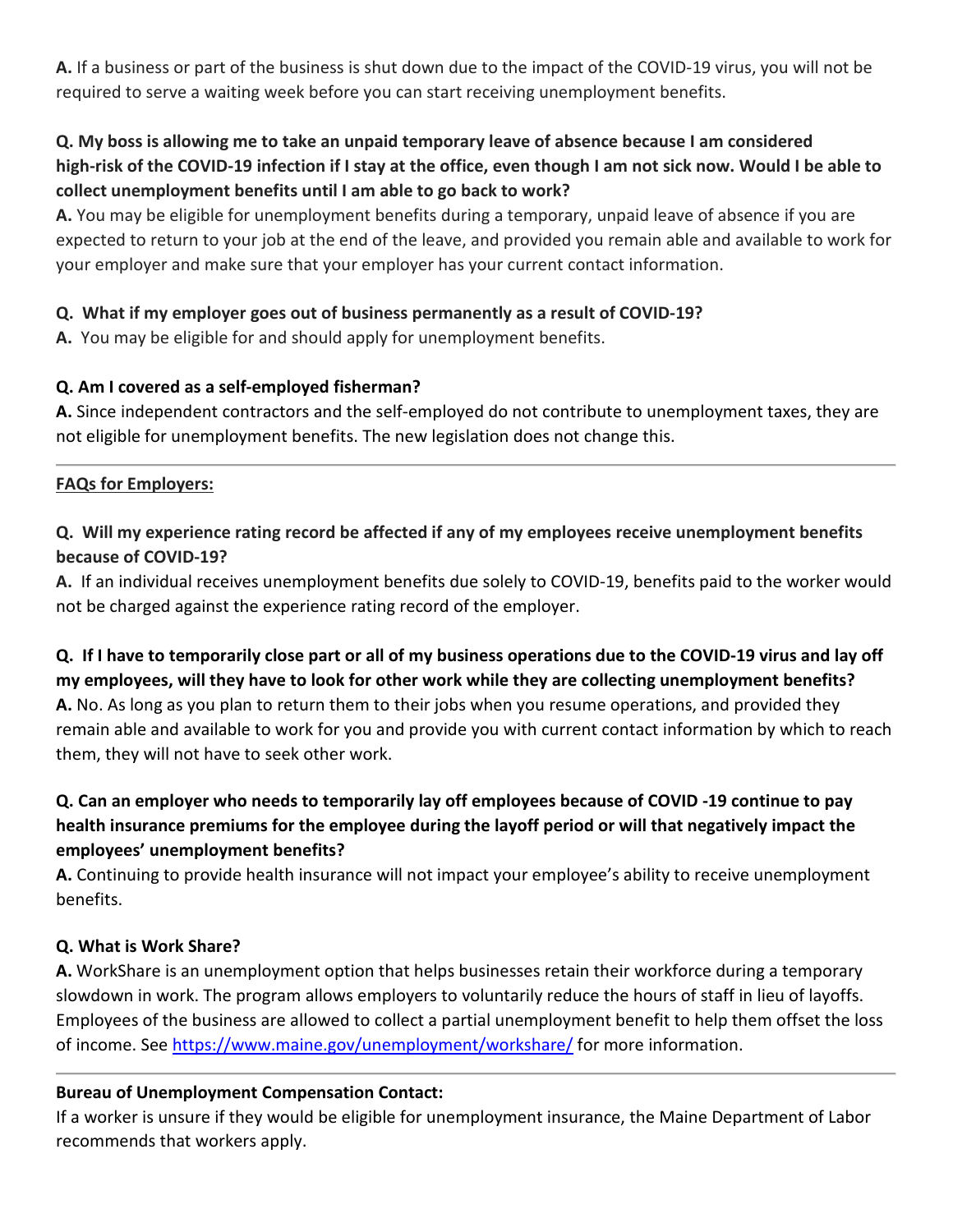**A.** If a business or part of the business is shut down due to the impact of the COVID-19 virus, you will not be required to serve a waiting week before you can start receiving unemployment benefits.

**Q. My boss is allowing me to take an unpaid temporary leave of absence because I am considered high-risk of the COVID-19 infection if I stay at the office, even though I am not sick now. Would I be able to collect unemployment benefits until I am able to go back to work?**
**A.** You may be eligible for unemployment benefits during a temporary, unpaid leave of absence if you are expected to return to your job at the end of the leave, and provided you remain able and available to work for your employer and make sure that your employer has your current contact information.

**Q. What if my employer goes out of business permanently as a result of COVID-19?**
**A.** You may be eligible for and should apply for unemployment benefits.

**Q. Am I covered as a self-employed fisherman?**
**A.** Since independent contractors and the self-employed do not contribute to unemployment taxes, they are not eligible for unemployment benefits. The new legislation does not change this.

---

**FAQs for Employers:**

**Q. Will my experience rating record be affected if any of my employees receive unemployment benefits because of COVID-19?**
**A.** If an individual receives unemployment benefits due solely to COVID-19, benefits paid to the worker would not be charged against the experience rating record of the employer.

**Q. If I have to temporarily close part or all of my business operations due to the COVID-19 virus and lay off my employees, will they have to look for other work while they are collecting unemployment benefits?**
**A.** No. As long as you plan to return them to their jobs when you resume operations, and provided they remain able and available to work for you and provide you with current contact information by which to reach them, they will not have to seek other work.

**Q. Can an employer who needs to temporarily lay off employees because of COVID -19 continue to pay health insurance premiums for the employee during the layoff period or will that negatively impact the employees' unemployment benefits?**
**A.** Continuing to provide health insurance will not impact your employee's ability to receive unemployment benefits.

**Q. What is Work Share?**
**A.** WorkShare is an unemployment option that helps businesses retain their workforce during a temporary slowdown in work. The program allows employers to voluntarily reduce the hours of staff in lieu of layoffs. Employees of the business are allowed to collect a partial unemployment benefit to help them offset the loss of income. See https://www.maine.gov/unemployment/workshare/ for more information.

---

**Bureau of Unemployment Compensation Contact:**
If a worker is unsure if they would be eligible for unemployment insurance, the Maine Department of Labor recommends that workers apply.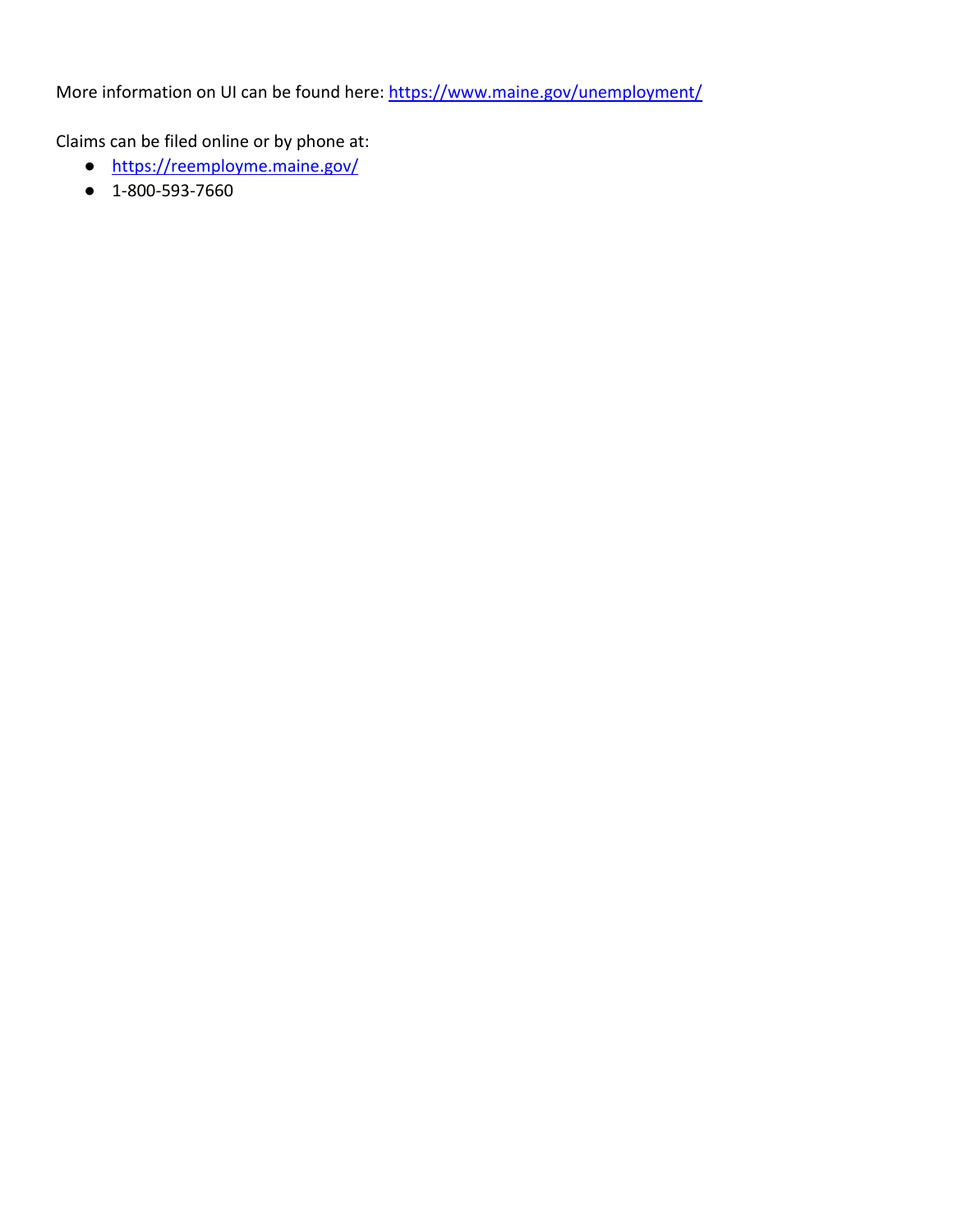More information on UI can be found here: [https://www.maine.gov/unemployment/](https://www.maine.gov/unemployment/)

Claims can be filed online or by phone at:

- [https://reemployme.maine.gov/](https://reemployme.maine.gov/)
- 1-800-593-7660